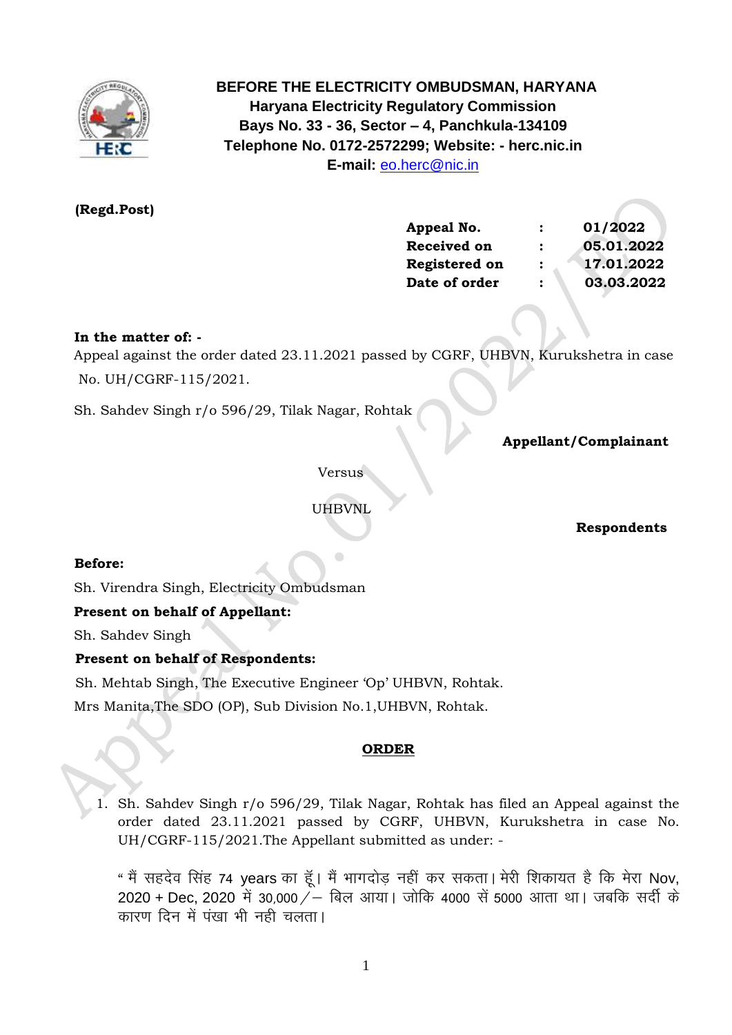**BEFORE THE ELECTRICITY OMBUDSMAN, HARYANA**
**Haryana Electricity Regulatory Commission**
**Bays No. 33 - 36, Sector – 4, Panchkula-134109**
**Telephone No. 0172-2572299; Website: - herc.nic.in**
**E-mail:** eo.herc@nic.in

**(Regd.Post)**

| | | |
|---|---|---|
| **Appeal No.** | **:** | **01/2022** |
| **Received on** | **:** | **05.01.2022** |
| **Registered on** | **:** | **17.01.2022** |
| **Date of order** | **:** | **03.03.2022** |

**In the matter of: -**

Appeal against the order dated 23.11.2021 passed by CGRF, UHBVN, Kurukshetra in case No. UH/CGRF-115/2021.

Sh. Sahdev Singh r/o 596/29, Tilak Nagar, Rohtak

**Appellant/Complainant**

Versus

UHBVNL

**Respondents**

**Before:**

Sh. Virendra Singh, Electricity Ombudsman

**Present on behalf of Appellant:**

Sh. Sahdev Singh

**Present on behalf of Respondents:**

Sh. Mehtab Singh, The Executive Engineer 'Op' UHBVN, Rohtak.

Mrs Manita,The SDO (OP), Sub Division No.1,UHBVN, Rohtak.

**ORDER**

1. Sh. Sahdev Singh r/o 596/29, Tilak Nagar, Rohtak has filed an Appeal against the order dated 23.11.2021 passed by CGRF, UHBVN, Kurukshetra in case No. UH/CGRF-115/2021.The Appellant submitted as under: -

   " मैं सहदेव सिंह 74 years का हूँ। मैं भागदोड़ नहीं कर सकता। मेरी शिकायत है कि मेरा Nov, 2020 + Dec, 2020 में 30,000/– बिल आया। जोकि 4000 सें 5000 आता था। जबकि सर्दी के कारण दिन में पंखा भी नही चलता।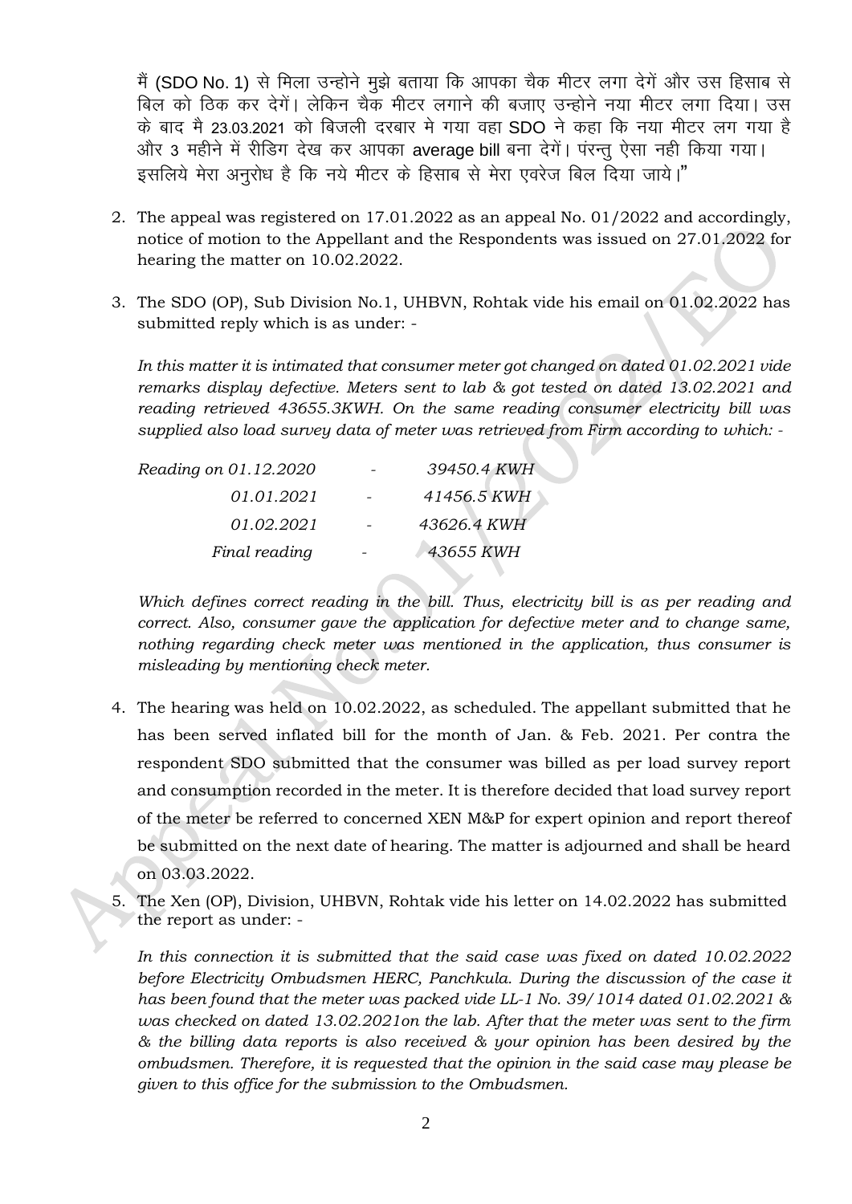मैं (SDO No. 1) से मिला उन्होने मुझे बताया कि आपका चैक मीटर लगा देगें और उस हिसाब से बिल को ठिक कर देगें। लेकिन चैक मीटर लगाने की बजाए उन्होने नया मीटर लगा दिया। उस के बाद मै 23.03.2021 को बिजली दरबार मे गया वहा SDO ने कहा कि नया मीटर लग गया है और 3 महीने में रीडिग देख कर आपका average bill बना देगें। पंरन्तु ऐसा नही किया गया। इसलिये मेरा अनुरोध है कि नये मीटर के हिसाब से मेरा एवरेज बिल दिया जाये।"

2. The appeal was registered on 17.01.2022 as an appeal No. 01/2022 and accordingly, notice of motion to the Appellant and the Respondents was issued on 27.01.2022 for hearing the matter on 10.02.2022.

3. The SDO (OP), Sub Division No.1, UHBVN, Rohtak vide his email on 01.02.2022 has submitted reply which is as under: -

   *In this matter it is intimated that consumer meter got changed on dated 01.02.2021 vide remarks display defective. Meters sent to lab & got tested on dated 13.02.2021 and reading retrieved 43655.3KWH. On the same reading consumer electricity bill was supplied also load survey data of meter was retrieved from Firm according to which: -*

   | | | |
   |---|---|---|
   | *Reading on 01.12.2020* | - | *39450.4 KWH* |
   | *01.01.2021* | - | *41456.5 KWH* |
   | *01.02.2021* | - | *43626.4 KWH* |
   | *Final reading* | - | *43655 KWH* |

   *Which defines correct reading in the bill. Thus, electricity bill is as per reading and correct. Also, consumer gave the application for defective meter and to change same, nothing regarding check meter was mentioned in the application, thus consumer is misleading by mentioning check meter.*

4. The hearing was held on 10.02.2022, as scheduled. The appellant submitted that he has been served inflated bill for the month of Jan. & Feb. 2021. Per contra the respondent SDO submitted that the consumer was billed as per load survey report and consumption recorded in the meter. It is therefore decided that load survey report of the meter be referred to concerned XEN M&P for expert opinion and report thereof be submitted on the next date of hearing. The matter is adjourned and shall be heard on 03.03.2022.

5. The Xen (OP), Division, UHBVN, Rohtak vide his letter on 14.02.2022 has submitted the report as under: -

   *In this connection it is submitted that the said case was fixed on dated 10.02.2022 before Electricity Ombudsmen HERC, Panchkula. During the discussion of the case it has been found that the meter was packed vide LL-1 No. 39/1014 dated 01.02.2021 & was checked on dated 13.02.2021on the lab. After that the meter was sent to the firm & the billing data reports is also received & your opinion has been desired by the ombudsmen. Therefore, it is requested that the opinion in the said case may please be given to this office for the submission to the Ombudsmen.*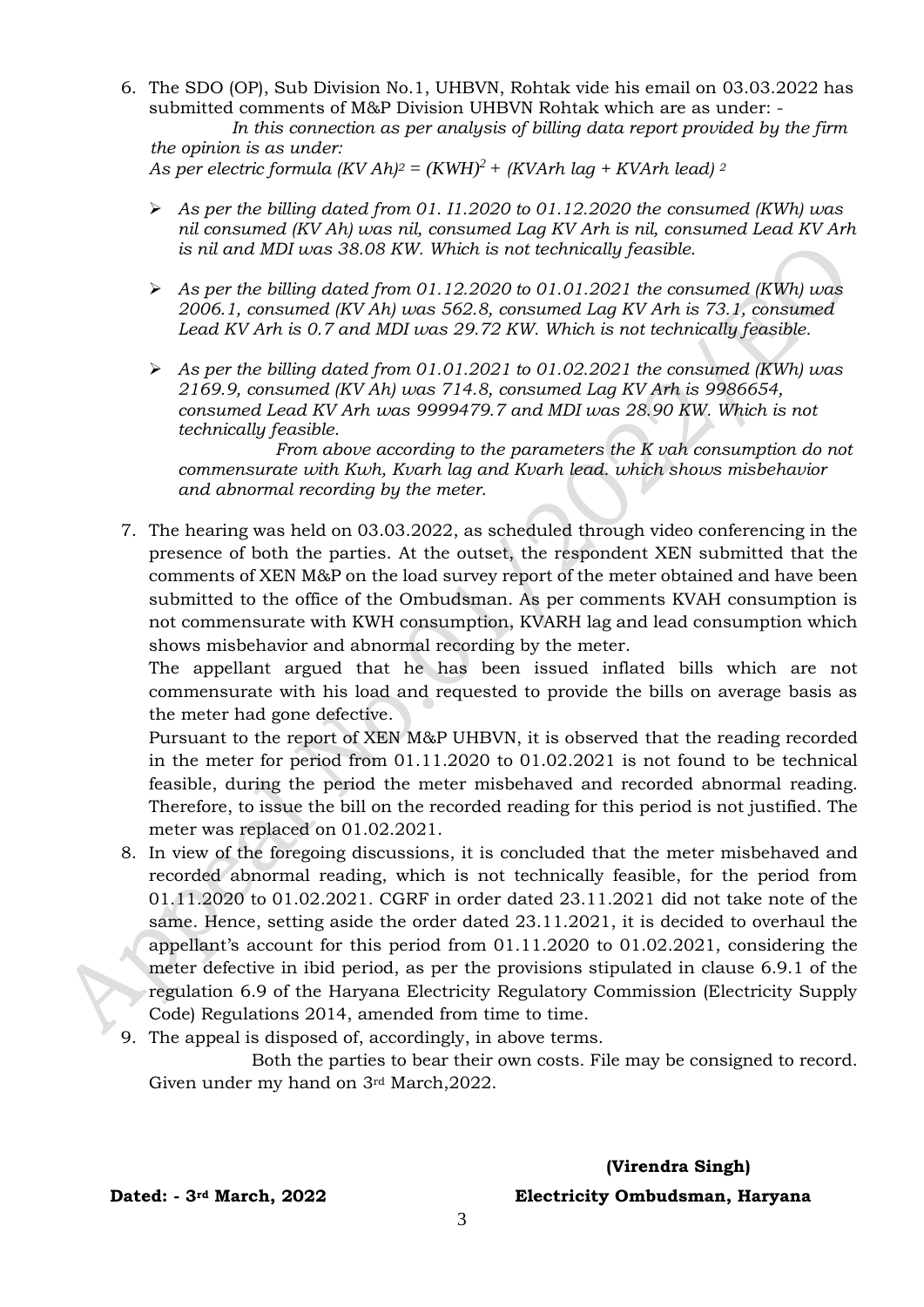6. The SDO (OP), Sub Division No.1, UHBVN, Rohtak vide his email on 03.03.2022 has submitted comments of M&P Division UHBVN Rohtak which are as under: -

   *In this connection as per analysis of billing data report provided by the firm the opinion is as under:*

   *As per electric formula* $(KV\,Ah)^2 = (KWH)^2 + (KVArh\ lag + KVArh\ lead)^2$

   - *As per the billing dated from 01. I1.2020 to 01.12.2020 the consumed (KWh) was nil consumed (KV Ah) was nil, consumed Lag KV Arh is nil, consumed Lead KV Arh is nil and MDI was 38.08 KW. Which is not technically feasible.*
   - *As per the billing dated from 01.12.2020 to 01.01.2021 the consumed (KWh) was 2006.1, consumed (KV Ah) was 562.8, consumed Lag KV Arh is 73.1, consumed Lead KV Arh is 0.7 and MDI was 29.72 KW. Which is not technically feasible.*
   - *As per the billing dated from 01.01.2021 to 01.02.2021 the consumed (KWh) was 2169.9, consumed (KV Ah) was 714.8, consumed Lag KV Arh is 9986654, consumed Lead KV Arh was 9999479.7 and MDI was 28.90 KW. Which is not technically feasible.*

     *From above according to the parameters the K vah consumption do not commensurate with Kwh, Kvarh lag and Kvarh lead. which shows misbehavior and abnormal recording by the meter.*

7. The hearing was held on 03.03.2022, as scheduled through video conferencing in the presence of both the parties. At the outset, the respondent XEN submitted that the comments of XEN M&P on the load survey report of the meter obtained and have been submitted to the office of the Ombudsman. As per comments KVAH consumption is not commensurate with KWH consumption, KVARH lag and lead consumption which shows misbehavior and abnormal recording by the meter.

   The appellant argued that he has been issued inflated bills which are not commensurate with his load and requested to provide the bills on average basis as the meter had gone defective.

   Pursuant to the report of XEN M&P UHBVN, it is observed that the reading recorded in the meter for period from 01.11.2020 to 01.02.2021 is not found to be technical feasible, during the period the meter misbehaved and recorded abnormal reading. Therefore, to issue the bill on the recorded reading for this period is not justified. The meter was replaced on 01.02.2021.

8. In view of the foregoing discussions, it is concluded that the meter misbehaved and recorded abnormal reading, which is not technically feasible, for the period from 01.11.2020 to 01.02.2021. CGRF in order dated 23.11.2021 did not take note of the same. Hence, setting aside the order dated 23.11.2021, it is decided to overhaul the appellant's account for this period from 01.11.2020 to 01.02.2021, considering the meter defective in ibid period, as per the provisions stipulated in clause 6.9.1 of the regulation 6.9 of the Haryana Electricity Regulatory Commission (Electricity Supply Code) Regulations 2014, amended from time to time.

9. The appeal is disposed of, accordingly, in above terms.

   Both the parties to bear their own costs. File may be consigned to record. Given under my hand on 3rd March,2022.

**(Virendra Singh)**

**Dated: - 3rd March, 2022** **Electricity Ombudsman, Haryana**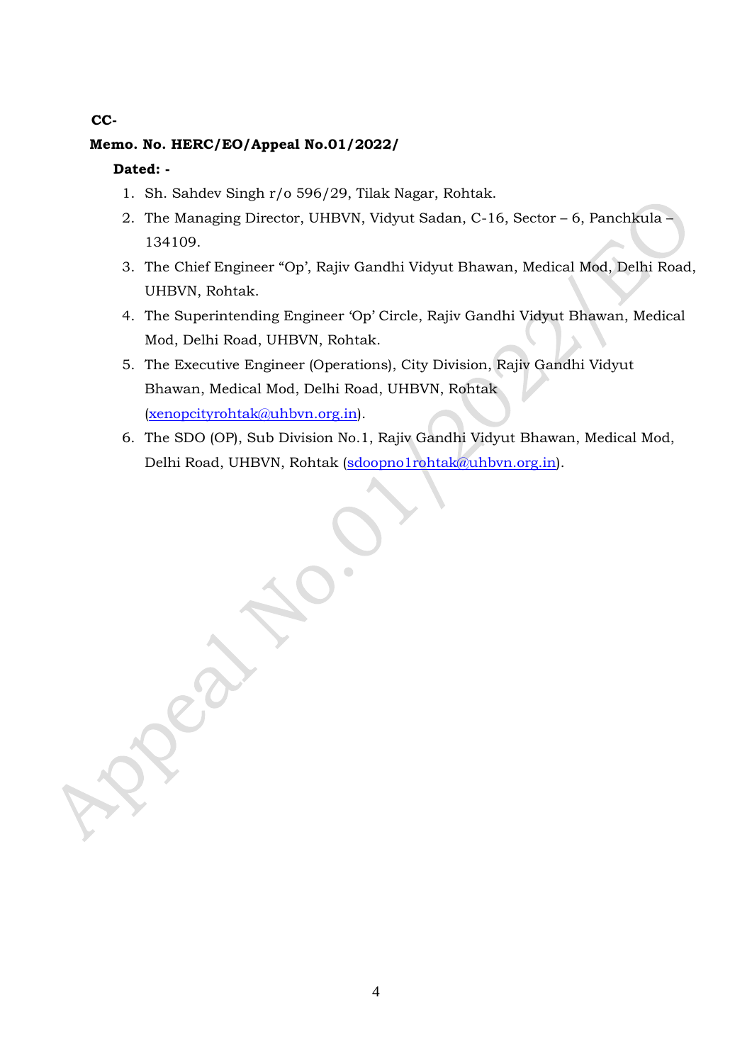**CC-**

**Memo. No. HERC/EO/Appeal No.01/2022/**

**Dated: -**

1. Sh. Sahdev Singh r/o 596/29, Tilak Nagar, Rohtak.
2. The Managing Director, UHBVN, Vidyut Sadan, C-16, Sector – 6, Panchkula – 134109.
3. The Chief Engineer "Op', Rajiv Gandhi Vidyut Bhawan, Medical Mod, Delhi Road, UHBVN, Rohtak.
4. The Superintending Engineer 'Op' Circle, Rajiv Gandhi Vidyut Bhawan, Medical Mod, Delhi Road, UHBVN, Rohtak.
5. The Executive Engineer (Operations), City Division, Rajiv Gandhi Vidyut Bhawan, Medical Mod, Delhi Road, UHBVN, Rohtak (xenopcityrohtak@uhbvn.org.in).
6. The SDO (OP), Sub Division No.1, Rajiv Gandhi Vidyut Bhawan, Medical Mod, Delhi Road, UHBVN, Rohtak (sdoopno1rohtak@uhbvn.org.in).